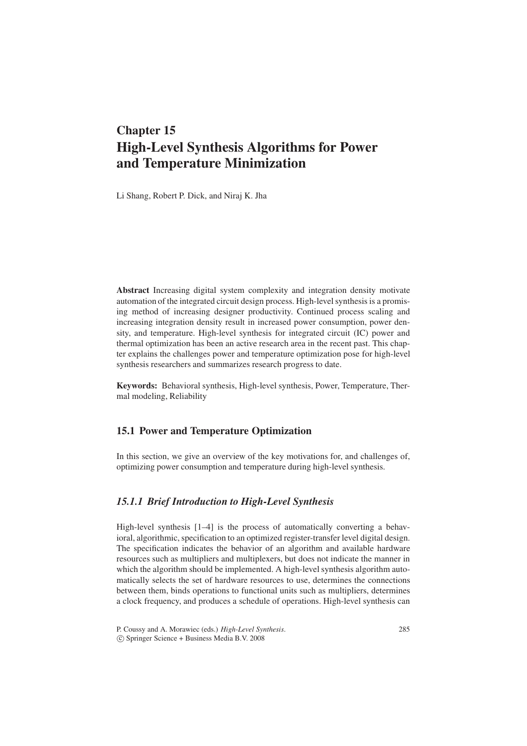# Chapter 15
# High-Level Synthesis Algorithms for Power and Temperature Minimization

Li Shang, Robert P. Dick, and Niraj K. Jha

**Abstract** Increasing digital system complexity and integration density motivate automation of the integrated circuit design process. High-level synthesis is a promising method of increasing designer productivity. Continued process scaling and increasing integration density result in increased power consumption, power density, and temperature. High-level synthesis for integrated circuit (IC) power and thermal optimization has been an active research area in the recent past. This chapter explains the challenges power and temperature optimization pose for high-level synthesis researchers and summarizes research progress to date.

**Keywords:** Behavioral synthesis, High-level synthesis, Power, Temperature, Thermal modeling, Reliability

## 15.1 Power and Temperature Optimization

In this section, we give an overview of the key motivations for, and challenges of, optimizing power consumption and temperature during high-level synthesis.

### *15.1.1 Brief Introduction to High-Level Synthesis*

High-level synthesis [1–4] is the process of automatically converting a behavioral, algorithmic, specification to an optimized register-transfer level digital design. The specification indicates the behavior of an algorithm and available hardware resources such as multipliers and multiplexers, but does not indicate the manner in which the algorithm should be implemented. A high-level synthesis algorithm automatically selects the set of hardware resources to use, determines the connections between them, binds operations to functional units such as multipliers, determines a clock frequency, and produces a schedule of operations. High-level synthesis can

P. Coussy and A. Morawiec (eds.) *High-Level Synthesis*.
© Springer Science + Business Media B.V. 2008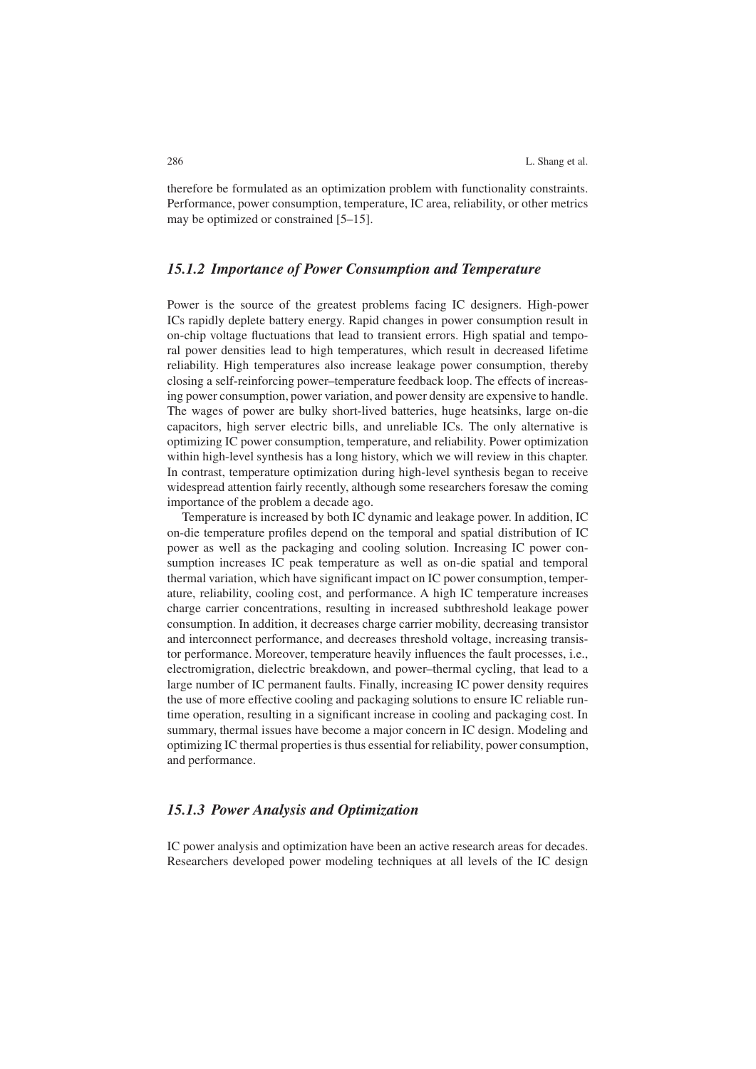therefore be formulated as an optimization problem with functionality constraints. Performance, power consumption, temperature, IC area, reliability, or other metrics may be optimized or constrained [5–15].

### *15.1.2 Importance of Power Consumption and Temperature*

Power is the source of the greatest problems facing IC designers. High-power ICs rapidly deplete battery energy. Rapid changes in power consumption result in on-chip voltage fluctuations that lead to transient errors. High spatial and temporal power densities lead to high temperatures, which result in decreased lifetime reliability. High temperatures also increase leakage power consumption, thereby closing a self-reinforcing power–temperature feedback loop. The effects of increasing power consumption, power variation, and power density are expensive to handle. The wages of power are bulky short-lived batteries, huge heatsinks, large on-die capacitors, high server electric bills, and unreliable ICs. The only alternative is optimizing IC power consumption, temperature, and reliability. Power optimization within high-level synthesis has a long history, which we will review in this chapter. In contrast, temperature optimization during high-level synthesis began to receive widespread attention fairly recently, although some researchers foresaw the coming importance of the problem a decade ago.

Temperature is increased by both IC dynamic and leakage power. In addition, IC on-die temperature profiles depend on the temporal and spatial distribution of IC power as well as the packaging and cooling solution. Increasing IC power consumption increases IC peak temperature as well as on-die spatial and temporal thermal variation, which have significant impact on IC power consumption, temperature, reliability, cooling cost, and performance. A high IC temperature increases charge carrier concentrations, resulting in increased subthreshold leakage power consumption. In addition, it decreases charge carrier mobility, decreasing transistor and interconnect performance, and decreases threshold voltage, increasing transistor performance. Moreover, temperature heavily influences the fault processes, i.e., electromigration, dielectric breakdown, and power–thermal cycling, that lead to a large number of IC permanent faults. Finally, increasing IC power density requires the use of more effective cooling and packaging solutions to ensure IC reliable runtime operation, resulting in a significant increase in cooling and packaging cost. In summary, thermal issues have become a major concern in IC design. Modeling and optimizing IC thermal properties is thus essential for reliability, power consumption, and performance.

### *15.1.3 Power Analysis and Optimization*

IC power analysis and optimization have been an active research areas for decades. Researchers developed power modeling techniques at all levels of the IC design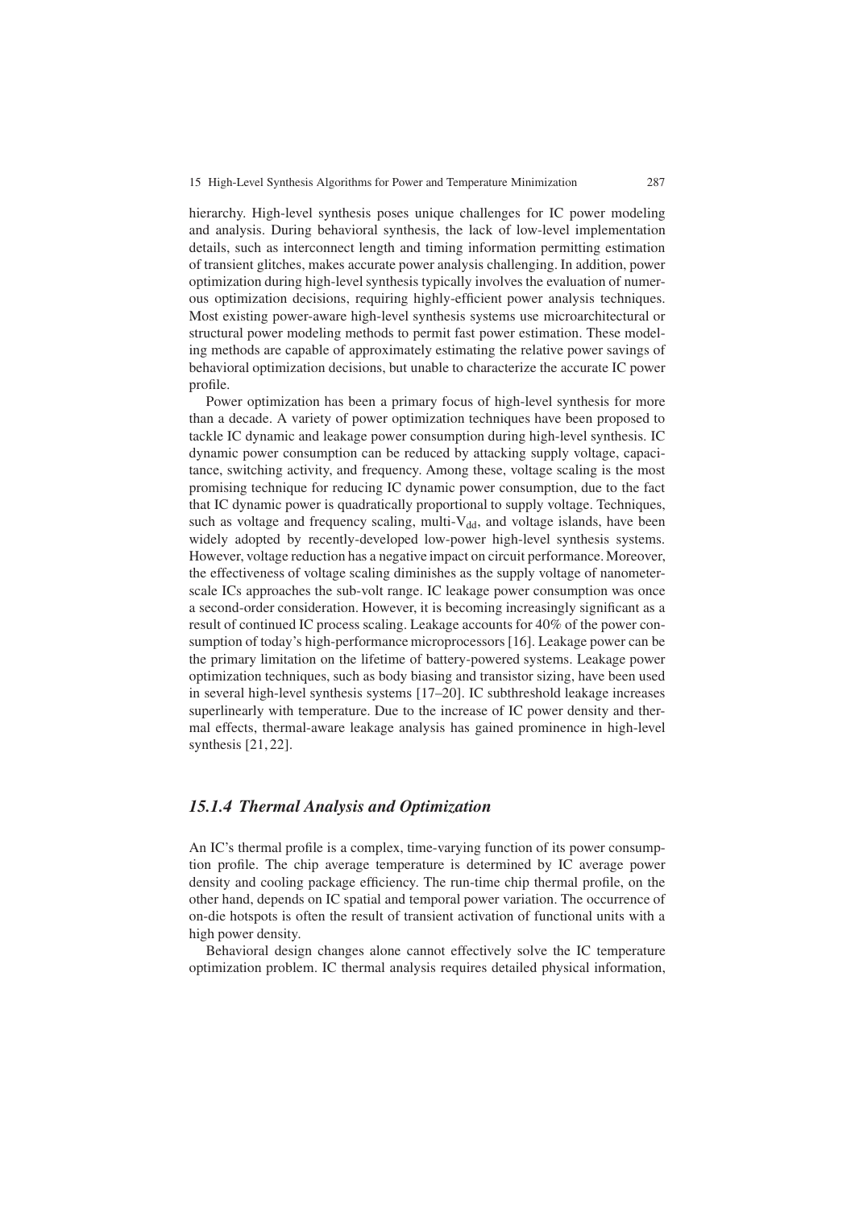hierarchy. High-level synthesis poses unique challenges for IC power modeling and analysis. During behavioral synthesis, the lack of low-level implementation details, such as interconnect length and timing information permitting estimation of transient glitches, makes accurate power analysis challenging. In addition, power optimization during high-level synthesis typically involves the evaluation of numerous optimization decisions, requiring highly-efficient power analysis techniques. Most existing power-aware high-level synthesis systems use microarchitectural or structural power modeling methods to permit fast power estimation. These modeling methods are capable of approximately estimating the relative power savings of behavioral optimization decisions, but unable to characterize the accurate IC power profile.

Power optimization has been a primary focus of high-level synthesis for more than a decade. A variety of power optimization techniques have been proposed to tackle IC dynamic and leakage power consumption during high-level synthesis. IC dynamic power consumption can be reduced by attacking supply voltage, capacitance, switching activity, and frequency. Among these, voltage scaling is the most promising technique for reducing IC dynamic power consumption, due to the fact that IC dynamic power is quadratically proportional to supply voltage. Techniques, such as voltage and frequency scaling, multi-$V_{dd}$, and voltage islands, have been widely adopted by recently-developed low-power high-level synthesis systems. However, voltage reduction has a negative impact on circuit performance. Moreover, the effectiveness of voltage scaling diminishes as the supply voltage of nanometer-scale ICs approaches the sub-volt range. IC leakage power consumption was once a second-order consideration. However, it is becoming increasingly significant as a result of continued IC process scaling. Leakage accounts for 40% of the power consumption of today's high-performance microprocessors [16]. Leakage power can be the primary limitation on the lifetime of battery-powered systems. Leakage power optimization techniques, such as body biasing and transistor sizing, have been used in several high-level synthesis systems [17–20]. IC subthreshold leakage increases superlinearly with temperature. Due to the increase of IC power density and thermal effects, thermal-aware leakage analysis has gained prominence in high-level synthesis [21, 22].

### *15.1.4 Thermal Analysis and Optimization*

An IC's thermal profile is a complex, time-varying function of its power consumption profile. The chip average temperature is determined by IC average power density and cooling package efficiency. The run-time chip thermal profile, on the other hand, depends on IC spatial and temporal power variation. The occurrence of on-die hotspots is often the result of transient activation of functional units with a high power density.

Behavioral design changes alone cannot effectively solve the IC temperature optimization problem. IC thermal analysis requires detailed physical information,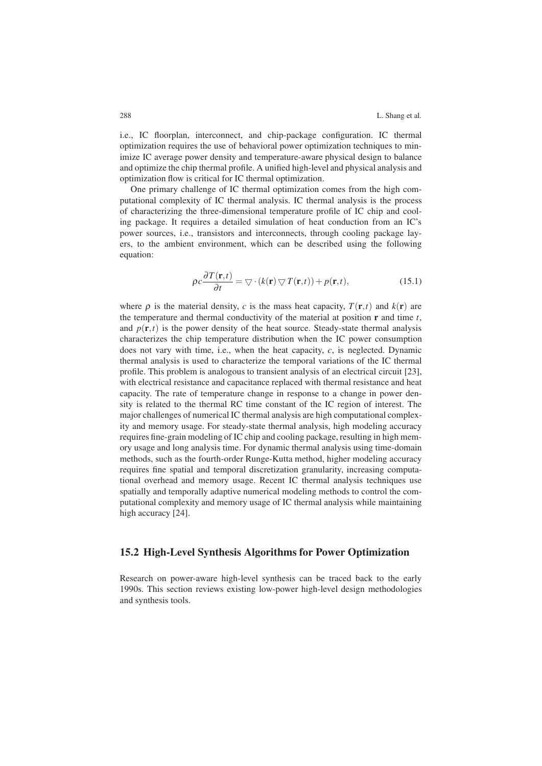i.e., IC floorplan, interconnect, and chip-package configuration. IC thermal optimization requires the use of behavioral power optimization techniques to minimize IC average power density and temperature-aware physical design to balance and optimize the chip thermal profile. A unified high-level and physical analysis and optimization flow is critical for IC thermal optimization.

One primary challenge of IC thermal optimization comes from the high computational complexity of IC thermal analysis. IC thermal analysis is the process of characterizing the three-dimensional temperature profile of IC chip and cooling package. It requires a detailed simulation of heat conduction from an IC's power sources, i.e., transistors and interconnects, through cooling package layers, to the ambient environment, which can be described using the following equation:

$$\rho c \frac{\partial T(\mathbf{r},t)}{\partial t} = \bigtriangledown \cdot (k(\mathbf{r}) \bigtriangledown T(\mathbf{r},t)) + p(\mathbf{r},t), \tag{15.1}$$

where $\rho$ is the material density, $c$ is the mass heat capacity, $T(\mathbf{r},t)$ and $k(\mathbf{r})$ are the temperature and thermal conductivity of the material at position $\mathbf{r}$ and time $t$, and $p(\mathbf{r},t)$ is the power density of the heat source. Steady-state thermal analysis characterizes the chip temperature distribution when the IC power consumption does not vary with time, i.e., when the heat capacity, $c$, is neglected. Dynamic thermal analysis is used to characterize the temporal variations of the IC thermal profile. This problem is analogous to transient analysis of an electrical circuit [23], with electrical resistance and capacitance replaced with thermal resistance and heat capacity. The rate of temperature change in response to a change in power density is related to the thermal RC time constant of the IC region of interest. The major challenges of numerical IC thermal analysis are high computational complexity and memory usage. For steady-state thermal analysis, high modeling accuracy requires fine-grain modeling of IC chip and cooling package, resulting in high memory usage and long analysis time. For dynamic thermal analysis using time-domain methods, such as the fourth-order Runge-Kutta method, higher modeling accuracy requires fine spatial and temporal discretization granularity, increasing computational overhead and memory usage. Recent IC thermal analysis techniques use spatially and temporally adaptive numerical modeling methods to control the computational complexity and memory usage of IC thermal analysis while maintaining high accuracy [24].

## 15.2 High-Level Synthesis Algorithms for Power Optimization

Research on power-aware high-level synthesis can be traced back to the early 1990s. This section reviews existing low-power high-level design methodologies and synthesis tools.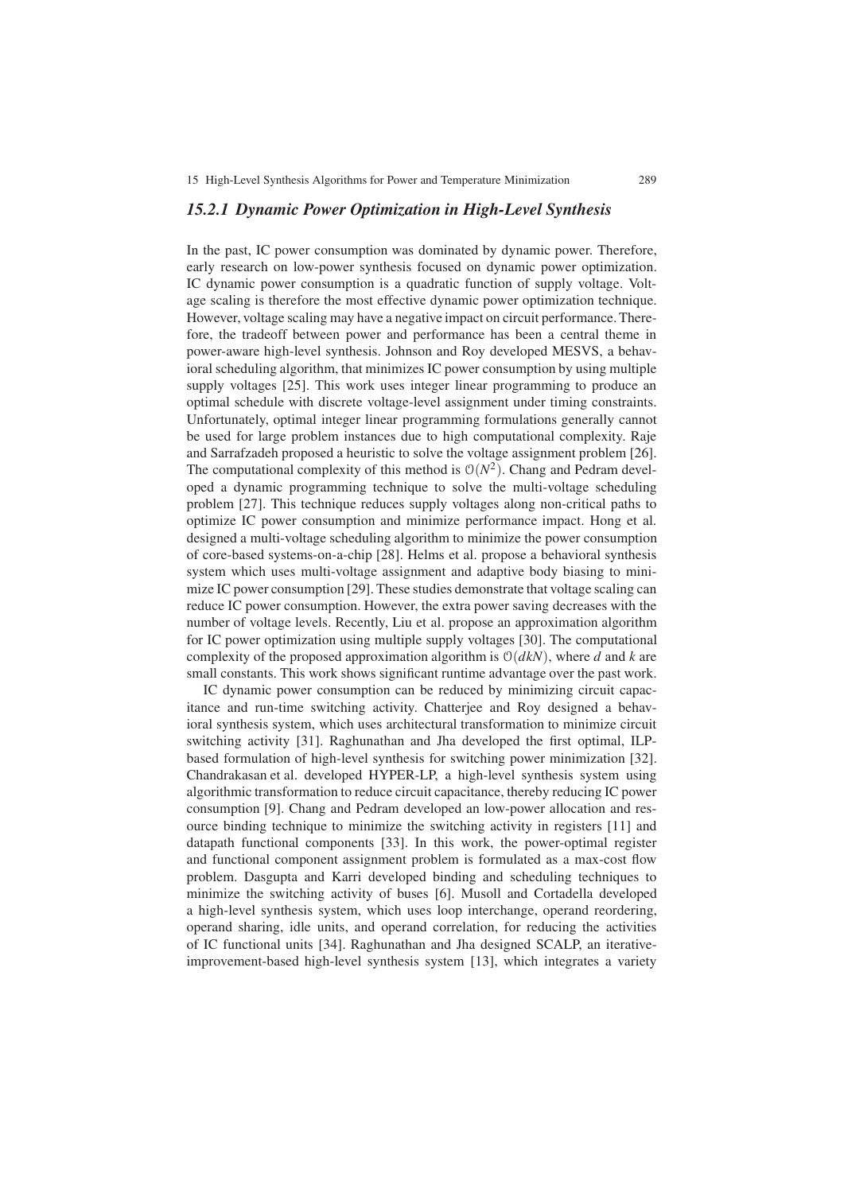### *15.2.1 Dynamic Power Optimization in High-Level Synthesis*

In the past, IC power consumption was dominated by dynamic power. Therefore, early research on low-power synthesis focused on dynamic power optimization. IC dynamic power consumption is a quadratic function of supply voltage. Voltage scaling is therefore the most effective dynamic power optimization technique. However, voltage scaling may have a negative impact on circuit performance. Therefore, the tradeoff between power and performance has been a central theme in power-aware high-level synthesis. Johnson and Roy developed MESVS, a behavioral scheduling algorithm, that minimizes IC power consumption by using multiple supply voltages [25]. This work uses integer linear programming to produce an optimal schedule with discrete voltage-level assignment under timing constraints. Unfortunately, optimal integer linear programming formulations generally cannot be used for large problem instances due to high computational complexity. Raje and Sarrafzadeh proposed a heuristic to solve the voltage assignment problem [26]. The computational complexity of this method is $\mathcal{O}(N^2)$. Chang and Pedram developed a dynamic programming technique to solve the multi-voltage scheduling problem [27]. This technique reduces supply voltages along non-critical paths to optimize IC power consumption and minimize performance impact. Hong et al. designed a multi-voltage scheduling algorithm to minimize the power consumption of core-based systems-on-a-chip [28]. Helms et al. propose a behavioral synthesis system which uses multi-voltage assignment and adaptive body biasing to minimize IC power consumption [29]. These studies demonstrate that voltage scaling can reduce IC power consumption. However, the extra power saving decreases with the number of voltage levels. Recently, Liu et al. propose an approximation algorithm for IC power optimization using multiple supply voltages [30]. The computational complexity of the proposed approximation algorithm is $\mathcal{O}(dkN)$, where $d$ and $k$ are small constants. This work shows significant runtime advantage over the past work.

IC dynamic power consumption can be reduced by minimizing circuit capacitance and run-time switching activity. Chatterjee and Roy designed a behavioral synthesis system, which uses architectural transformation to minimize circuit switching activity [31]. Raghunathan and Jha developed the first optimal, ILP-based formulation of high-level synthesis for switching power minimization [32]. Chandrakasan et al. developed HYPER-LP, a high-level synthesis system using algorithmic transformation to reduce circuit capacitance, thereby reducing IC power consumption [9]. Chang and Pedram developed an low-power allocation and resource binding technique to minimize the switching activity in registers [11] and datapath functional components [33]. In this work, the power-optimal register and functional component assignment problem is formulated as a max-cost flow problem. Dasgupta and Karri developed binding and scheduling techniques to minimize the switching activity of buses [6]. Musoll and Cortadella developed a high-level synthesis system, which uses loop interchange, operand reordering, operand sharing, idle units, and operand correlation, for reducing the activities of IC functional units [34]. Raghunathan and Jha designed SCALP, an iterative-improvement-based high-level synthesis system [13], which integrates a variety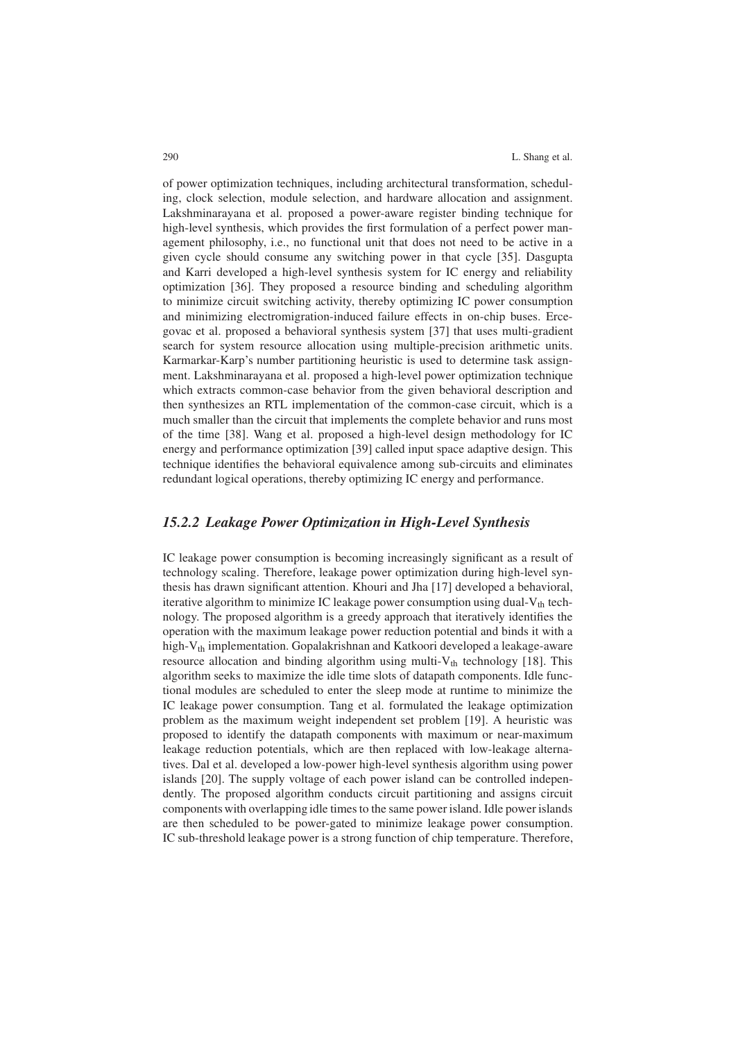of power optimization techniques, including architectural transformation, scheduling, clock selection, module selection, and hardware allocation and assignment. Lakshminarayana et al. proposed a power-aware register binding technique for high-level synthesis, which provides the first formulation of a perfect power management philosophy, i.e., no functional unit that does not need to be active in a given cycle should consume any switching power in that cycle [35]. Dasgupta and Karri developed a high-level synthesis system for IC energy and reliability optimization [36]. They proposed a resource binding and scheduling algorithm to minimize circuit switching activity, thereby optimizing IC power consumption and minimizing electromigration-induced failure effects in on-chip buses. Ercegovac et al. proposed a behavioral synthesis system [37] that uses multi-gradient search for system resource allocation using multiple-precision arithmetic units. Karmarkar-Karp's number partitioning heuristic is used to determine task assignment. Lakshminarayana et al. proposed a high-level power optimization technique which extracts common-case behavior from the given behavioral description and then synthesizes an RTL implementation of the common-case circuit, which is a much smaller than the circuit that implements the complete behavior and runs most of the time [38]. Wang et al. proposed a high-level design methodology for IC energy and performance optimization [39] called input space adaptive design. This technique identifies the behavioral equivalence among sub-circuits and eliminates redundant logical operations, thereby optimizing IC energy and performance.

### *15.2.2 Leakage Power Optimization in High-Level Synthesis*

IC leakage power consumption is becoming increasingly significant as a result of technology scaling. Therefore, leakage power optimization during high-level synthesis has drawn significant attention. Khouri and Jha [17] developed a behavioral, iterative algorithm to minimize IC leakage power consumption using dual-$V_{th}$ technology. The proposed algorithm is a greedy approach that iteratively identifies the operation with the maximum leakage power reduction potential and binds it with a high-$V_{th}$ implementation. Gopalakrishnan and Katkoori developed a leakage-aware resource allocation and binding algorithm using multi-$V_{th}$ technology [18]. This algorithm seeks to maximize the idle time slots of datapath components. Idle functional modules are scheduled to enter the sleep mode at runtime to minimize the IC leakage power consumption. Tang et al. formulated the leakage optimization problem as the maximum weight independent set problem [19]. A heuristic was proposed to identify the datapath components with maximum or near-maximum leakage reduction potentials, which are then replaced with low-leakage alternatives. Dal et al. developed a low-power high-level synthesis algorithm using power islands [20]. The supply voltage of each power island can be controlled independently. The proposed algorithm conducts circuit partitioning and assigns circuit components with overlapping idle times to the same power island. Idle power islands are then scheduled to be power-gated to minimize leakage power consumption. IC sub-threshold leakage power is a strong function of chip temperature. Therefore,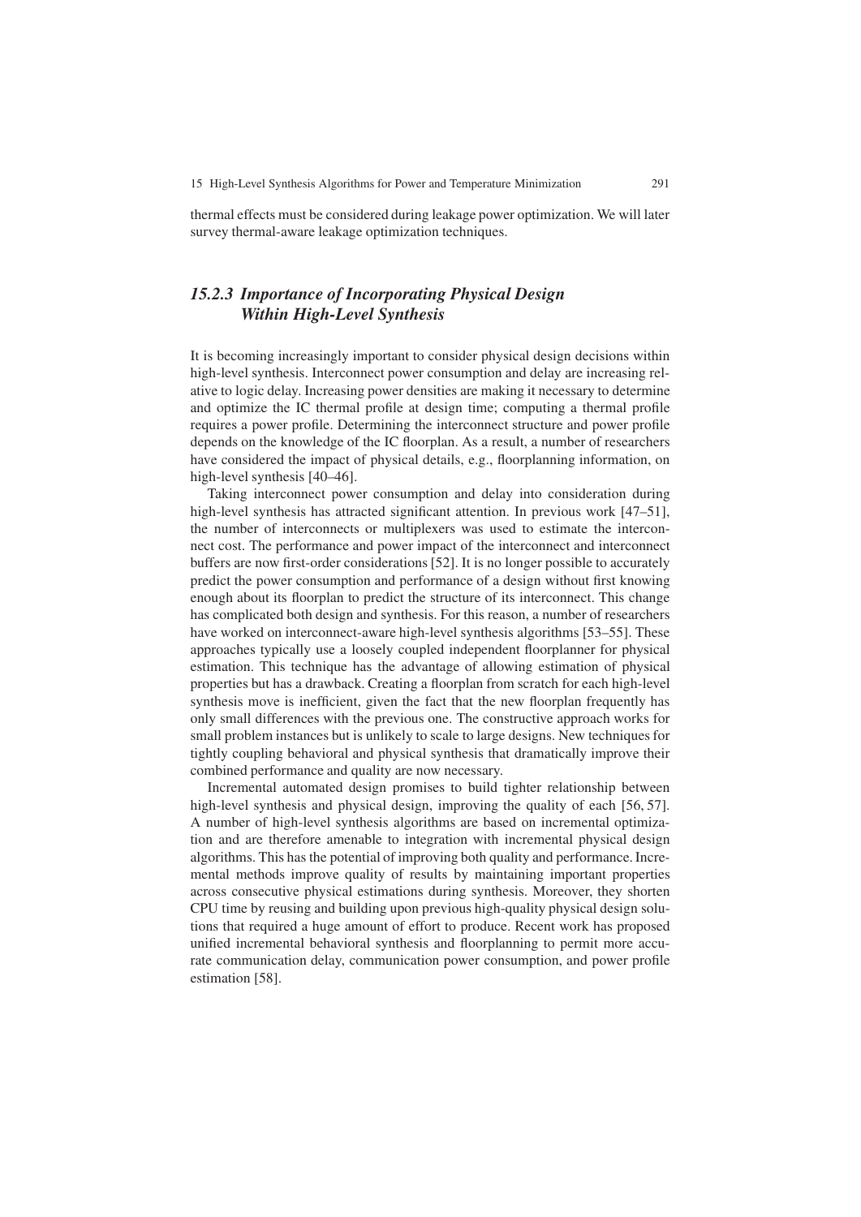thermal effects must be considered during leakage power optimization. We will later survey thermal-aware leakage optimization techniques.

### *15.2.3 Importance of Incorporating Physical Design Within High-Level Synthesis*

It is becoming increasingly important to consider physical design decisions within high-level synthesis. Interconnect power consumption and delay are increasing relative to logic delay. Increasing power densities are making it necessary to determine and optimize the IC thermal profile at design time; computing a thermal profile requires a power profile. Determining the interconnect structure and power profile depends on the knowledge of the IC floorplan. As a result, a number of researchers have considered the impact of physical details, e.g., floorplanning information, on high-level synthesis [40–46].

Taking interconnect power consumption and delay into consideration during high-level synthesis has attracted significant attention. In previous work [47–51], the number of interconnects or multiplexers was used to estimate the interconnect cost. The performance and power impact of the interconnect and interconnect buffers are now first-order considerations [52]. It is no longer possible to accurately predict the power consumption and performance of a design without first knowing enough about its floorplan to predict the structure of its interconnect. This change has complicated both design and synthesis. For this reason, a number of researchers have worked on interconnect-aware high-level synthesis algorithms [53–55]. These approaches typically use a loosely coupled independent floorplanner for physical estimation. This technique has the advantage of allowing estimation of physical properties but has a drawback. Creating a floorplan from scratch for each high-level synthesis move is inefficient, given the fact that the new floorplan frequently has only small differences with the previous one. The constructive approach works for small problem instances but is unlikely to scale to large designs. New techniques for tightly coupling behavioral and physical synthesis that dramatically improve their combined performance and quality are now necessary.

Incremental automated design promises to build tighter relationship between high-level synthesis and physical design, improving the quality of each [56, 57]. A number of high-level synthesis algorithms are based on incremental optimization and are therefore amenable to integration with incremental physical design algorithms. This has the potential of improving both quality and performance. Incremental methods improve quality of results by maintaining important properties across consecutive physical estimations during synthesis. Moreover, they shorten CPU time by reusing and building upon previous high-quality physical design solutions that required a huge amount of effort to produce. Recent work has proposed unified incremental behavioral synthesis and floorplanning to permit more accurate communication delay, communication power consumption, and power profile estimation [58].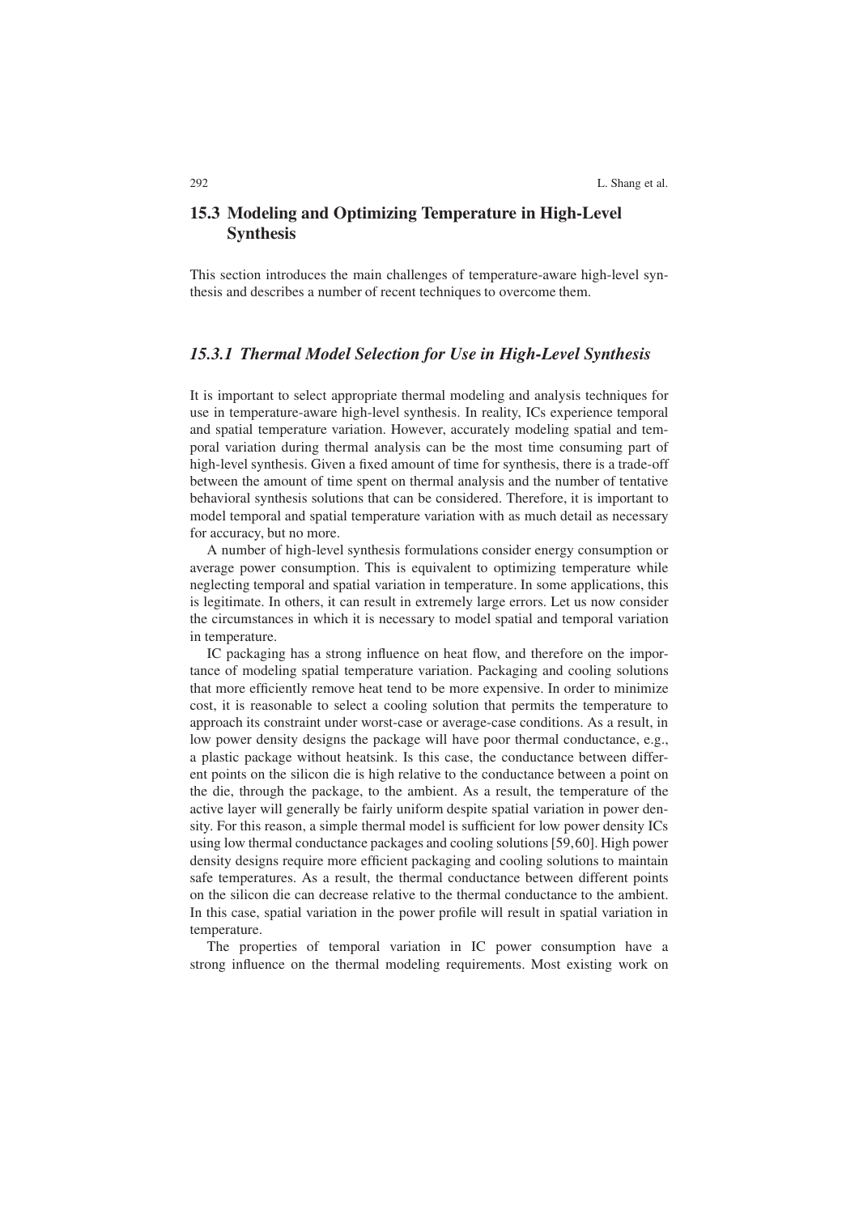## 15.3 Modeling and Optimizing Temperature in High-Level Synthesis

This section introduces the main challenges of temperature-aware high-level synthesis and describes a number of recent techniques to overcome them.

### *15.3.1 Thermal Model Selection for Use in High-Level Synthesis*

It is important to select appropriate thermal modeling and analysis techniques for use in temperature-aware high-level synthesis. In reality, ICs experience temporal and spatial temperature variation. However, accurately modeling spatial and temporal variation during thermal analysis can be the most time consuming part of high-level synthesis. Given a fixed amount of time for synthesis, there is a trade-off between the amount of time spent on thermal analysis and the number of tentative behavioral synthesis solutions that can be considered. Therefore, it is important to model temporal and spatial temperature variation with as much detail as necessary for accuracy, but no more.

A number of high-level synthesis formulations consider energy consumption or average power consumption. This is equivalent to optimizing temperature while neglecting temporal and spatial variation in temperature. In some applications, this is legitimate. In others, it can result in extremely large errors. Let us now consider the circumstances in which it is necessary to model spatial and temporal variation in temperature.

IC packaging has a strong influence on heat flow, and therefore on the importance of modeling spatial temperature variation. Packaging and cooling solutions that more efficiently remove heat tend to be more expensive. In order to minimize cost, it is reasonable to select a cooling solution that permits the temperature to approach its constraint under worst-case or average-case conditions. As a result, in low power density designs the package will have poor thermal conductance, e.g., a plastic package without heatsink. Is this case, the conductance between different points on the silicon die is high relative to the conductance between a point on the die, through the package, to the ambient. As a result, the temperature of the active layer will generally be fairly uniform despite spatial variation in power density. For this reason, a simple thermal model is sufficient for low power density ICs using low thermal conductance packages and cooling solutions [59,60]. High power density designs require more efficient packaging and cooling solutions to maintain safe temperatures. As a result, the thermal conductance between different points on the silicon die can decrease relative to the thermal conductance to the ambient. In this case, spatial variation in the power profile will result in spatial variation in temperature.

The properties of temporal variation in IC power consumption have a strong influence on the thermal modeling requirements. Most existing work on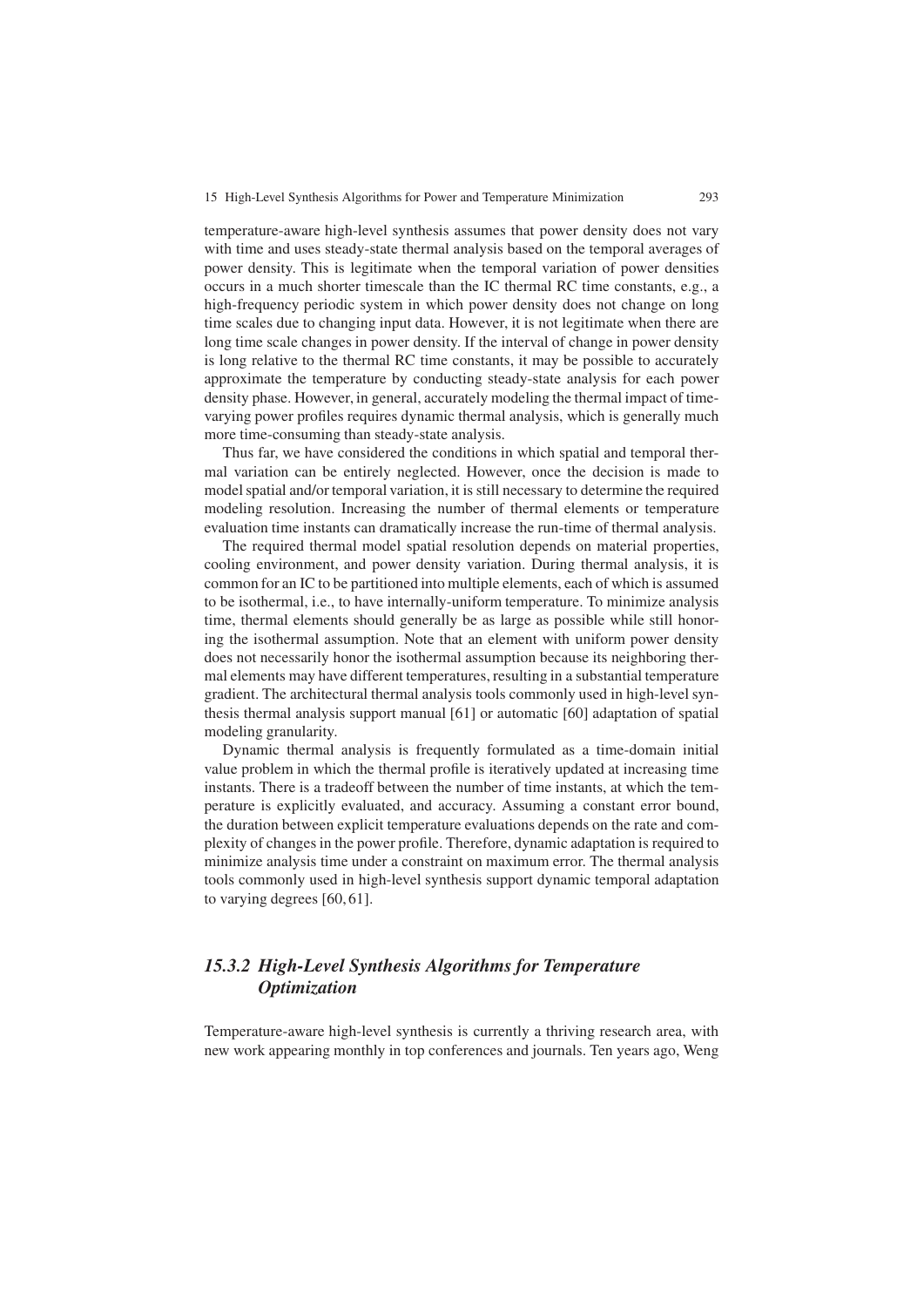temperature-aware high-level synthesis assumes that power density does not vary with time and uses steady-state thermal analysis based on the temporal averages of power density. This is legitimate when the temporal variation of power densities occurs in a much shorter timescale than the IC thermal RC time constants, e.g., a high-frequency periodic system in which power density does not change on long time scales due to changing input data. However, it is not legitimate when there are long time scale changes in power density. If the interval of change in power density is long relative to the thermal RC time constants, it may be possible to accurately approximate the temperature by conducting steady-state analysis for each power density phase. However, in general, accurately modeling the thermal impact of time-varying power profiles requires dynamic thermal analysis, which is generally much more time-consuming than steady-state analysis.

Thus far, we have considered the conditions in which spatial and temporal thermal variation can be entirely neglected. However, once the decision is made to model spatial and/or temporal variation, it is still necessary to determine the required modeling resolution. Increasing the number of thermal elements or temperature evaluation time instants can dramatically increase the run-time of thermal analysis.

The required thermal model spatial resolution depends on material properties, cooling environment, and power density variation. During thermal analysis, it is common for an IC to be partitioned into multiple elements, each of which is assumed to be isothermal, i.e., to have internally-uniform temperature. To minimize analysis time, thermal elements should generally be as large as possible while still honoring the isothermal assumption. Note that an element with uniform power density does not necessarily honor the isothermal assumption because its neighboring thermal elements may have different temperatures, resulting in a substantial temperature gradient. The architectural thermal analysis tools commonly used in high-level synthesis thermal analysis support manual [61] or automatic [60] adaptation of spatial modeling granularity.

Dynamic thermal analysis is frequently formulated as a time-domain initial value problem in which the thermal profile is iteratively updated at increasing time instants. There is a tradeoff between the number of time instants, at which the temperature is explicitly evaluated, and accuracy. Assuming a constant error bound, the duration between explicit temperature evaluations depends on the rate and complexity of changes in the power profile. Therefore, dynamic adaptation is required to minimize analysis time under a constraint on maximum error. The thermal analysis tools commonly used in high-level synthesis support dynamic temporal adaptation to varying degrees [60, 61].

### *15.3.2 High-Level Synthesis Algorithms for Temperature Optimization*

Temperature-aware high-level synthesis is currently a thriving research area, with new work appearing monthly in top conferences and journals. Ten years ago, Weng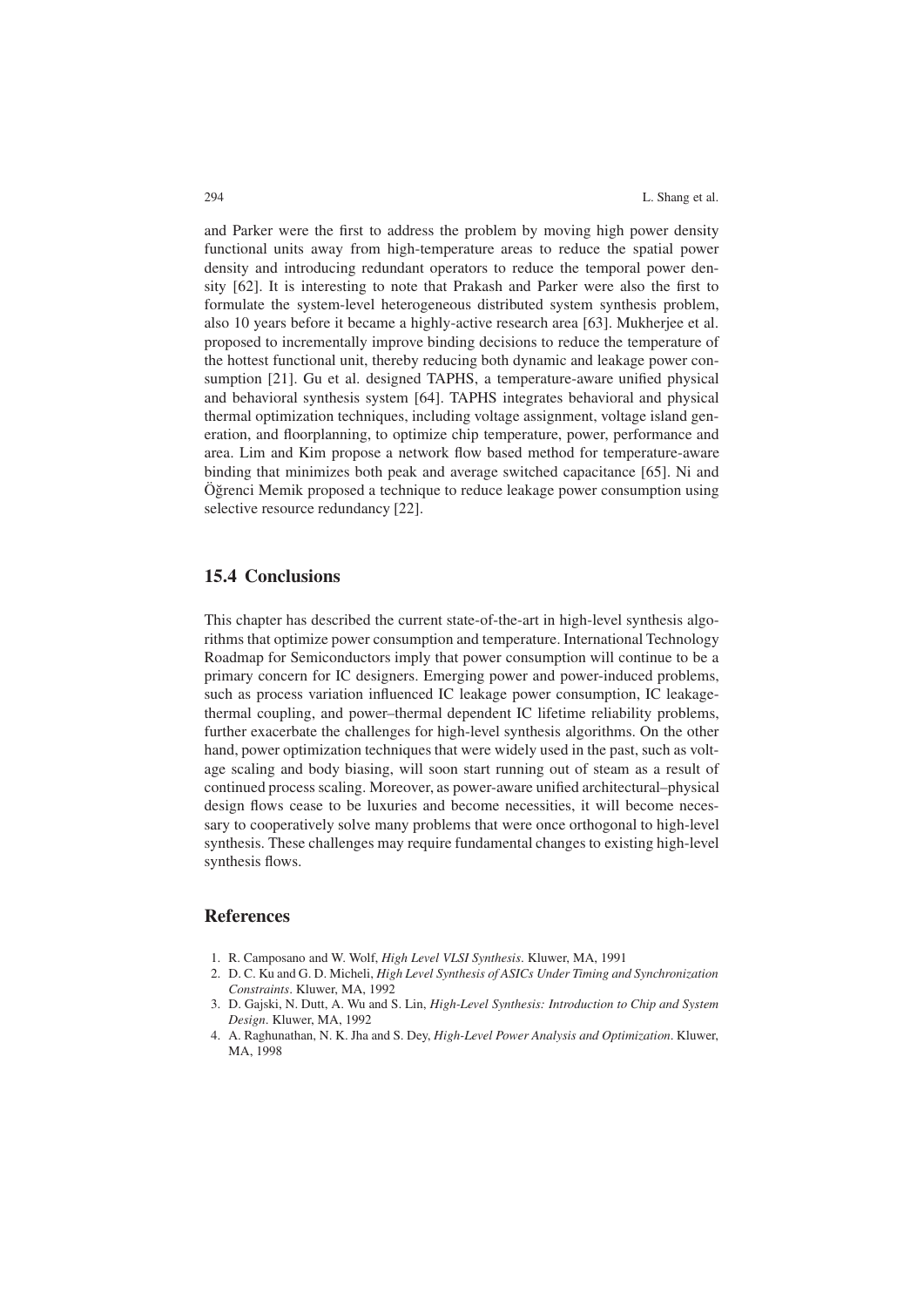and Parker were the first to address the problem by moving high power density functional units away from high-temperature areas to reduce the spatial power density and introducing redundant operators to reduce the temporal power density [62]. It is interesting to note that Prakash and Parker were also the first to formulate the system-level heterogeneous distributed system synthesis problem, also 10 years before it became a highly-active research area [63]. Mukherjee et al. proposed to incrementally improve binding decisions to reduce the temperature of the hottest functional unit, thereby reducing both dynamic and leakage power consumption [21]. Gu et al. designed TAPHS, a temperature-aware unified physical and behavioral synthesis system [64]. TAPHS integrates behavioral and physical thermal optimization techniques, including voltage assignment, voltage island generation, and floorplanning, to optimize chip temperature, power, performance and area. Lim and Kim propose a network flow based method for temperature-aware binding that minimizes both peak and average switched capacitance [65]. Ni and Öğrenci Memik proposed a technique to reduce leakage power consumption using selective resource redundancy [22].

## 15.4 Conclusions

This chapter has described the current state-of-the-art in high-level synthesis algorithms that optimize power consumption and temperature. International Technology Roadmap for Semiconductors imply that power consumption will continue to be a primary concern for IC designers. Emerging power and power-induced problems, such as process variation influenced IC leakage power consumption, IC leakage-thermal coupling, and power–thermal dependent IC lifetime reliability problems, further exacerbate the challenges for high-level synthesis algorithms. On the other hand, power optimization techniques that were widely used in the past, such as voltage scaling and body biasing, will soon start running out of steam as a result of continued process scaling. Moreover, as power-aware unified architectural–physical design flows cease to be luxuries and become necessities, it will become necessary to cooperatively solve many problems that were once orthogonal to high-level synthesis. These challenges may require fundamental changes to existing high-level synthesis flows.

## References

1. R. Camposano and W. Wolf, *High Level VLSI Synthesis*. Kluwer, MA, 1991
2. D. C. Ku and G. D. Micheli, *High Level Synthesis of ASICs Under Timing and Synchronization Constraints*. Kluwer, MA, 1992
3. D. Gajski, N. Dutt, A. Wu and S. Lin, *High-Level Synthesis: Introduction to Chip and System Design*. Kluwer, MA, 1992
4. A. Raghunathan, N. K. Jha and S. Dey, *High-Level Power Analysis and Optimization*. Kluwer, MA, 1998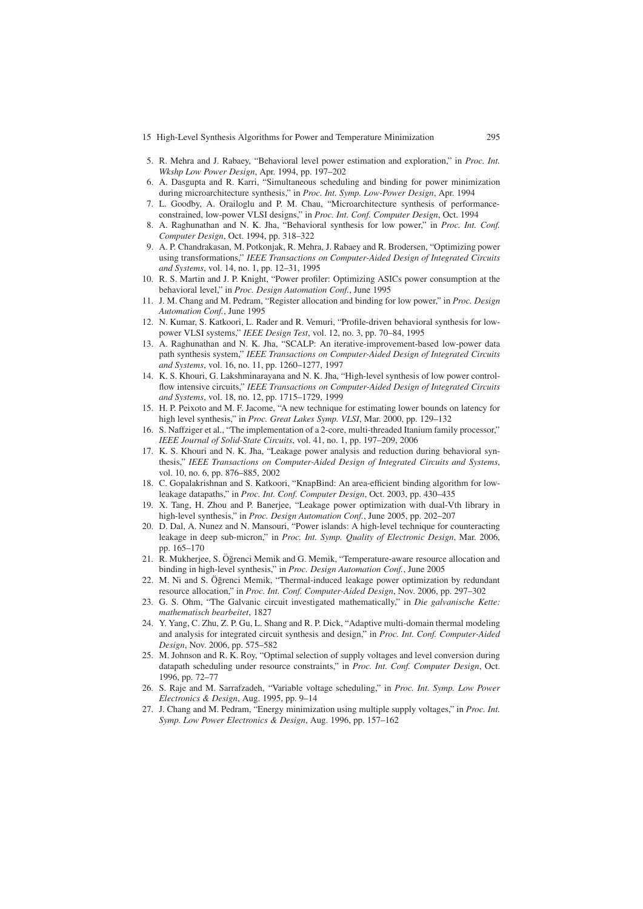5. R. Mehra and J. Rabaey, “Behavioral level power estimation and exploration,” in *Proc. Int. Wkshp Low Power Design*, Apr. 1994, pp. 197–202
6. A. Dasgupta and R. Karri, “Simultaneous scheduling and binding for power minimization during microarchitecture synthesis,” in *Proc. Int. Symp. Low-Power Design*, Apr. 1994
7. L. Goodby, A. Orailoglu and P. M. Chau, “Microarchitecture synthesis of performance-constrained, low-power VLSI designs,” in *Proc. Int. Conf. Computer Design*, Oct. 1994
8. A. Raghunathan and N. K. Jha, “Behavioral synthesis for low power,” in *Proc. Int. Conf. Computer Design*, Oct. 1994, pp. 318–322
9. A. P. Chandrakasan, M. Potkonjak, R. Mehra, J. Rabaey and R. Brodersen, “Optimizing power using transformations,” *IEEE Transactions on Computer-Aided Design of Integrated Circuits and Systems*, vol. 14, no. 1, pp. 12–31, 1995
10. R. S. Martin and J. P. Knight, “Power profiler: Optimizing ASICs power consumption at the behavioral level,” in *Proc. Design Automation Conf.*, June 1995
11. J. M. Chang and M. Pedram, “Register allocation and binding for low power,” in *Proc. Design Automation Conf.*, June 1995
12. N. Kumar, S. Katkoori, L. Rader and R. Vemuri, “Profile-driven behavioral synthesis for low-power VLSI systems,” *IEEE Design Test*, vol. 12, no. 3, pp. 70–84, 1995
13. A. Raghunathan and N. K. Jha, “SCALP: An iterative-improvement-based low-power data path synthesis system,” *IEEE Transactions on Computer-Aided Design of Integrated Circuits and Systems*, vol. 16, no. 11, pp. 1260–1277, 1997
14. K. S. Khouri, G. Lakshminarayana and N. K. Jha, “High-level synthesis of low power control-flow intensive circuits,” *IEEE Transactions on Computer-Aided Design of Integrated Circuits and Systems*, vol. 18, no. 12, pp. 1715–1729, 1999
15. H. P. Peixoto and M. F. Jacome, “A new technique for estimating lower bounds on latency for high level synthesis,” in *Proc. Great Lakes Symp. VLSI*, Mar. 2000, pp. 129–132
16. S. Naffziger et al., “The implementation of a 2-core, multi-threaded Itanium family processor,” *IEEE Journal of Solid-State Circuits*, vol. 41, no. 1, pp. 197–209, 2006
17. K. S. Khouri and N. K. Jha, “Leakage power analysis and reduction during behavioral synthesis,” *IEEE Transactions on Computer-Aided Design of Integrated Circuits and Systems*, vol. 10, no. 6, pp. 876–885, 2002
18. C. Gopalakrishnan and S. Katkoori, “KnapBind: An area-efficient binding algorithm for low-leakage datapaths,” in *Proc. Int. Conf. Computer Design*, Oct. 2003, pp. 430–435
19. X. Tang, H. Zhou and P. Banerjee, “Leakage power optimization with dual-Vth library in high-level synthesis,” in *Proc. Design Automation Conf.*, June 2005, pp. 202–207
20. D. Dal, A. Nunez and N. Mansouri, “Power islands: A high-level technique for counteracting leakage in deep sub-micron,” in *Proc. Int. Symp. Quality of Electronic Design*, Mar. 2006, pp. 165–170
21. R. Mukherjee, S. Öğrenci Memik and G. Memik, “Temperature-aware resource allocation and binding in high-level synthesis,” in *Proc. Design Automation Conf.*, June 2005
22. M. Ni and S. Öğrenci Memik, “Thermal-induced leakage power optimization by redundant resource allocation,” in *Proc. Int. Conf. Computer-Aided Design*, Nov. 2006, pp. 297–302
23. G. S. Ohm, “The Galvanic circuit investigated mathematically,” in *Die galvanische Kette: mathematisch bearbeitet*, 1827
24. Y. Yang, C. Zhu, Z. P. Gu, L. Shang and R. P. Dick, “Adaptive multi-domain thermal modeling and analysis for integrated circuit synthesis and design,” in *Proc. Int. Conf. Computer-Aided Design*, Nov. 2006, pp. 575–582
25. M. Johnson and R. K. Roy, “Optimal selection of supply voltages and level conversion during datapath scheduling under resource constraints,” in *Proc. Int. Conf. Computer Design*, Oct. 1996, pp. 72–77
26. S. Raje and M. Sarrafzadeh, “Variable voltage scheduling,” in *Proc. Int. Symp. Low Power Electronics & Design*, Aug. 1995, pp. 9–14
27. J. Chang and M. Pedram, “Energy minimization using multiple supply voltages,” in *Proc. Int. Symp. Low Power Electronics & Design*, Aug. 1996, pp. 157–162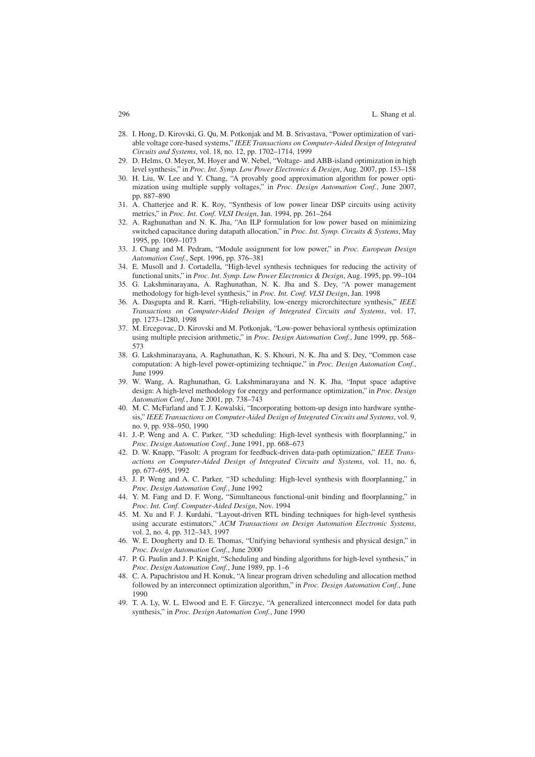28. I. Hong, D. Kirovski, G. Qu, M. Potkonjak and M. B. Srivastava, "Power optimization of variable voltage core-based systems," *IEEE Transactions on Computer-Aided Design of Integrated Circuits and Systems*, vol. 18, no. 12, pp. 1702–1714, 1999
29. D. Helms, O. Meyer, M. Hoyer and W. Nebel, "Voltage- and ABB-island optimization in high level synthesis," in *Proc. Int. Symp. Low Power Electronics & Design*, Aug. 2007, pp. 153–158
30. H. Liu, W. Lee and Y. Chang, "A provably good approximation algorithm for power optimization using multiple supply voltages," in *Proc. Design Automation Conf.*, June 2007, pp. 887–890
31. A. Chatterjee and R. K. Roy, "Synthesis of low power linear DSP circuits using activity metrics," in *Proc. Int. Conf. VLSI Design*, Jan. 1994, pp. 261–264
32. A. Raghunathan and N. K. Jha, "An ILP formulation for low power based on minimizing switched capacitance during datapath allocation," in *Proc. Int. Symp. Circuits & Systems*, May 1995, pp. 1069–1073
33. J. Chang and M. Pedram, "Module assignment for low power," in *Proc. European Design Automation Conf.*, Sept. 1996, pp. 376–381
34. E. Musoll and J. Cortadella, "High-level synthesis techniques for reducing the activity of functional units," in *Proc. Int. Symp. Low Power Electronics & Design*, Aug. 1995, pp. 99–104
35. G. Lakshminarayana, A. Raghunathan, N. K. Jha and S. Dey, "A power management methodology for high-level synthesis," in *Proc. Int. Conf. VLSI Design*, Jan. 1998
36. A. Dasgupta and R. Karri, "High-reliability, low-energy microrchitecture synthesis," *IEEE Transactions on Computer-Aided Design of Integrated Circuits and Systems*, vol. 17, pp. 1273–1280, 1998
37. M. Ercegovac, D. Kirovski and M. Potkonjak, "Low-power behavioral synthesis optimization using multiple precision arithmetic," in *Proc. Design Automation Conf.*, June 1999, pp. 568–573
38. G. Lakshminarayana, A. Raghunathan, K. S. Khouri, N. K. Jha and S. Dey, "Common case computation: A high-level power-optimizing technique," in *Proc. Design Automation Conf.*, June 1999
39. W. Wang, A. Raghunathan, G. Lakshminarayana and N. K. Jha, "Input space adaptive design: A high-level methodology for energy and performance optimization," in *Proc. Design Automation Conf.*, June 2001, pp. 738–743
40. M. C. McFarland and T. J. Kowalski, "Incorporating bottom-up design into hardware synthesis," *IEEE Transactions on Computer-Aided Design of Integrated Circuits and Systems*, vol. 9, no. 9, pp. 938–950, 1990
41. J.-P. Weng and A. C. Parker, "3D scheduling: High-level synthesis with floorplanning," in *Proc. Design Automation Conf.*, June 1991, pp. 668–673
42. D. W. Knapp, "Fasolt: A program for feedback-driven data-path optimization," *IEEE Transactions on Computer-Aided Design of Integrated Circuits and Systems*, vol. 11, no. 6, pp. 677–695, 1992
43. J. P. Weng and A. C. Parker, "3D scheduling: High-level synthesis with floorplanning," in *Proc. Design Automation Conf.*, June 1992
44. Y. M. Fang and D. F. Wong, "Simultaneous functional-unit binding and floorplanning," in *Proc. Int. Conf. Computer-Aided Design*, Nov. 1994
45. M. Xu and F. J. Kurdahi, "Layout-driven RTL binding techniques for high-level synthesis using accurate estimators," *ACM Transactions on Design Automation Electronic Systems*, vol. 2, no. 4, pp. 312–343, 1997
46. W. E. Dougherty and D. E. Thomas, "Unifying behavioral synthesis and physical design," in *Proc. Design Automation Conf.*, June 2000
47. P. G. Paulin and J. P. Knight, "Scheduling and binding algorithms for high-level synthesis," in *Proc. Design Automation Conf.*, June 1989, pp. 1–6
48. C. A. Papachristou and H. Konuk, "A linear program driven scheduling and allocation method followed by an interconnect optimization algorithm," in *Proc. Design Automation Conf.*, June 1990
49. T. A. Ly, W. L. Elwood and E. F. Girczyc, "A generalized interconnect model for data path synthesis," in *Proc. Design Automation Conf.*, June 1990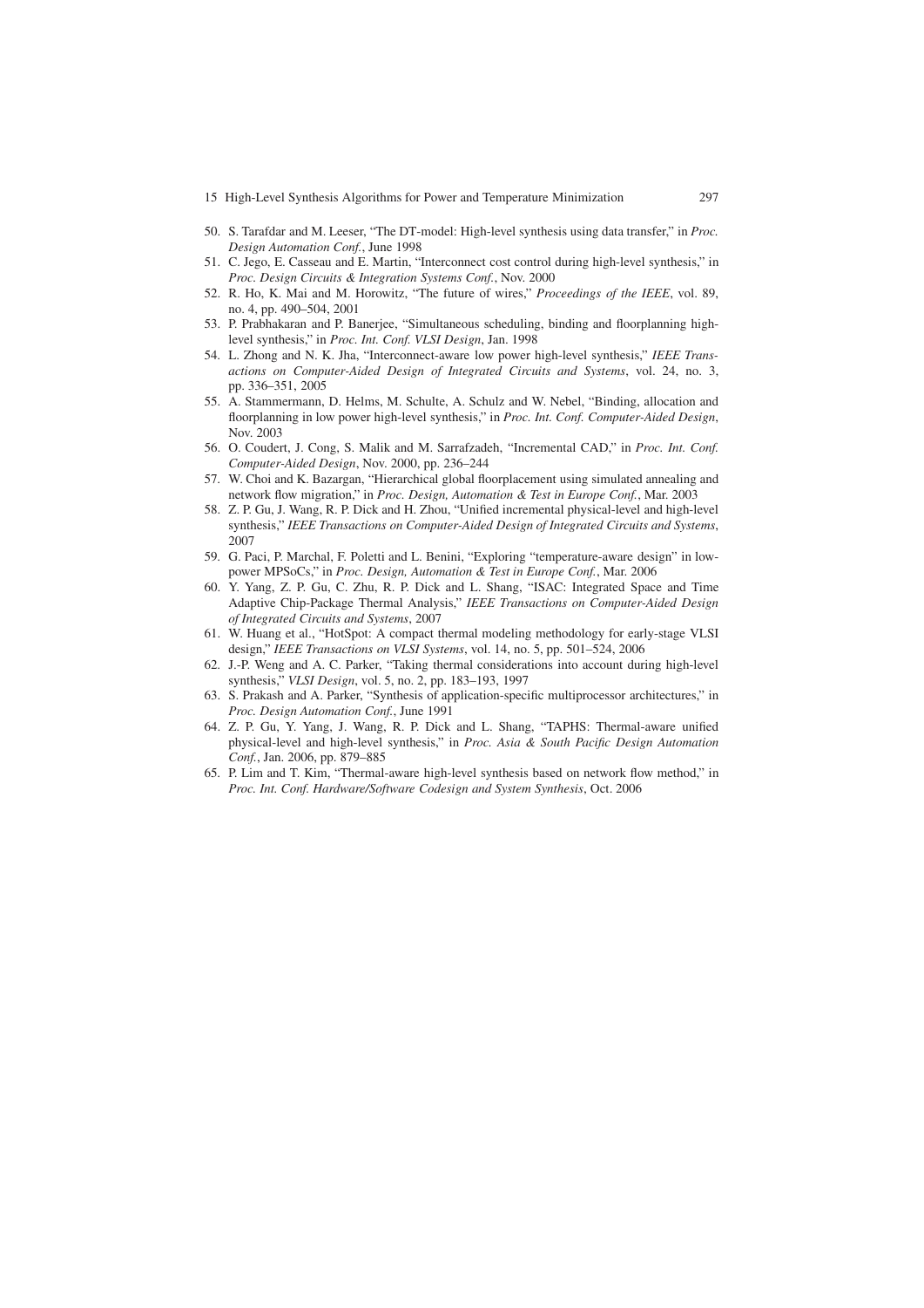50. S. Tarafdar and M. Leeser, "The DT-model: High-level synthesis using data transfer," in *Proc. Design Automation Conf.*, June 1998
51. C. Jego, E. Casseau and E. Martin, "Interconnect cost control during high-level synthesis," in *Proc. Design Circuits & Integration Systems Conf.*, Nov. 2000
52. R. Ho, K. Mai and M. Horowitz, "The future of wires," *Proceedings of the IEEE*, vol. 89, no. 4, pp. 490–504, 2001
53. P. Prabhakaran and P. Banerjee, "Simultaneous scheduling, binding and floorplanning high-level synthesis," in *Proc. Int. Conf. VLSI Design*, Jan. 1998
54. L. Zhong and N. K. Jha, "Interconnect-aware low power high-level synthesis," *IEEE Transactions on Computer-Aided Design of Integrated Circuits and Systems*, vol. 24, no. 3, pp. 336–351, 2005
55. A. Stammermann, D. Helms, M. Schulte, A. Schulz and W. Nebel, "Binding, allocation and floorplanning in low power high-level synthesis," in *Proc. Int. Conf. Computer-Aided Design*, Nov. 2003
56. O. Coudert, J. Cong, S. Malik and M. Sarrafzadeh, "Incremental CAD," in *Proc. Int. Conf. Computer-Aided Design*, Nov. 2000, pp. 236–244
57. W. Choi and K. Bazargan, "Hierarchical global floorplacement using simulated annealing and network flow migration," in *Proc. Design, Automation & Test in Europe Conf.*, Mar. 2003
58. Z. P. Gu, J. Wang, R. P. Dick and H. Zhou, "Unified incremental physical-level and high-level synthesis," *IEEE Transactions on Computer-Aided Design of Integrated Circuits and Systems*, 2007
59. G. Paci, P. Marchal, F. Poletti and L. Benini, "Exploring "temperature-aware design" in low-power MPSoCs," in *Proc. Design, Automation & Test in Europe Conf.*, Mar. 2006
60. Y. Yang, Z. P. Gu, C. Zhu, R. P. Dick and L. Shang, "ISAC: Integrated Space and Time Adaptive Chip-Package Thermal Analysis," *IEEE Transactions on Computer-Aided Design of Integrated Circuits and Systems*, 2007
61. W. Huang et al., "HotSpot: A compact thermal modeling methodology for early-stage VLSI design," *IEEE Transactions on VLSI Systems*, vol. 14, no. 5, pp. 501–524, 2006
62. J.-P. Weng and A. C. Parker, "Taking thermal considerations into account during high-level synthesis," *VLSI Design*, vol. 5, no. 2, pp. 183–193, 1997
63. S. Prakash and A. Parker, "Synthesis of application-specific multiprocessor architectures," in *Proc. Design Automation Conf.*, June 1991
64. Z. P. Gu, Y. Yang, J. Wang, R. P. Dick and L. Shang, "TAPHS: Thermal-aware unified physical-level and high-level synthesis," in *Proc. Asia & South Pacific Design Automation Conf.*, Jan. 2006, pp. 879–885
65. P. Lim and T. Kim, "Thermal-aware high-level synthesis based on network flow method," in *Proc. Int. Conf. Hardware/Software Codesign and System Synthesis*, Oct. 2006